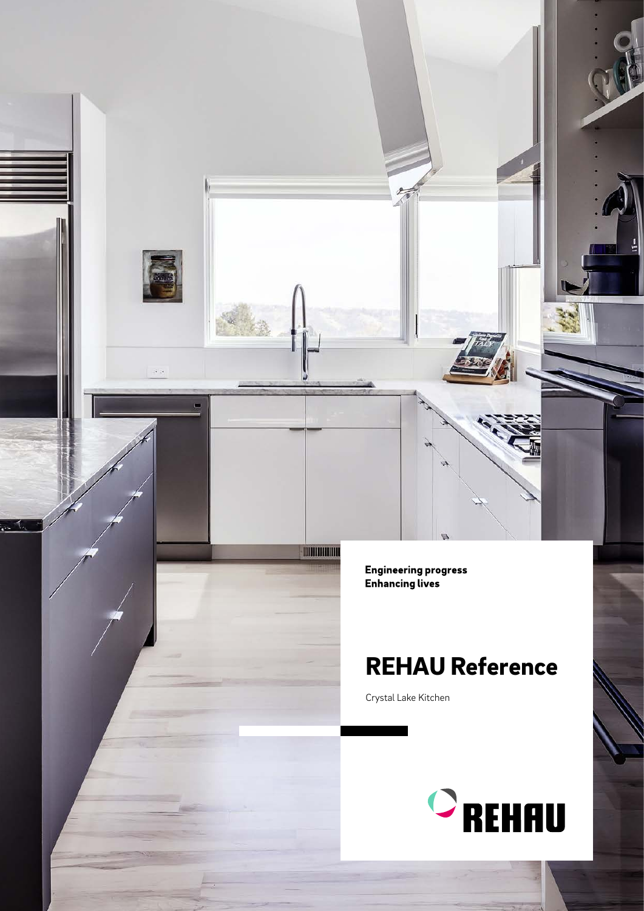**Engineering progress**
**Enhancing lives**

# REHAU Reference

Crystal Lake Kitchen

REHAU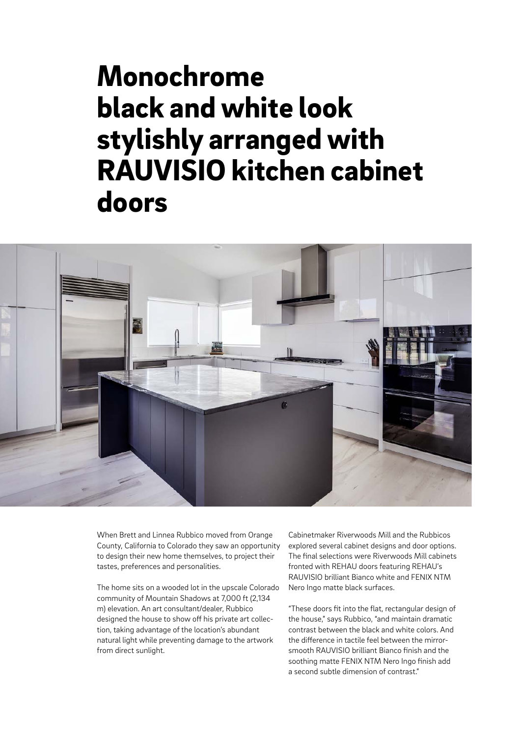# Monochrome black and white look stylishly arranged with RAUVISIO kitchen cabinet doors

When Brett and Linnea Rubbico moved from Orange County, California to Colorado they saw an opportunity to design their new home themselves, to project their tastes, preferences and personalities.

The home sits on a wooded lot in the upscale Colorado community of Mountain Shadows at 7,000 ft (2,134 m) elevation. An art consultant/dealer, Rubbico designed the house to show off his private art collection, taking advantage of the location's abundant natural light while preventing damage to the artwork from direct sunlight.

Cabinetmaker Riverwoods Mill and the Rubbicos explored several cabinet designs and door options. The final selections were Riverwoods Mill cabinets fronted with REHAU doors featuring REHAU's RAUVISIO brilliant Bianco white and FENIX NTM Nero Ingo matte black surfaces.

"These doors fit into the flat, rectangular design of the house," says Rubbico, "and maintain dramatic contrast between the black and white colors. And the difference in tactile feel between the mirror-smooth RAUVISIO brilliant Bianco finish and the soothing matte FENIX NTM Nero Ingo finish add a second subtle dimension of contrast."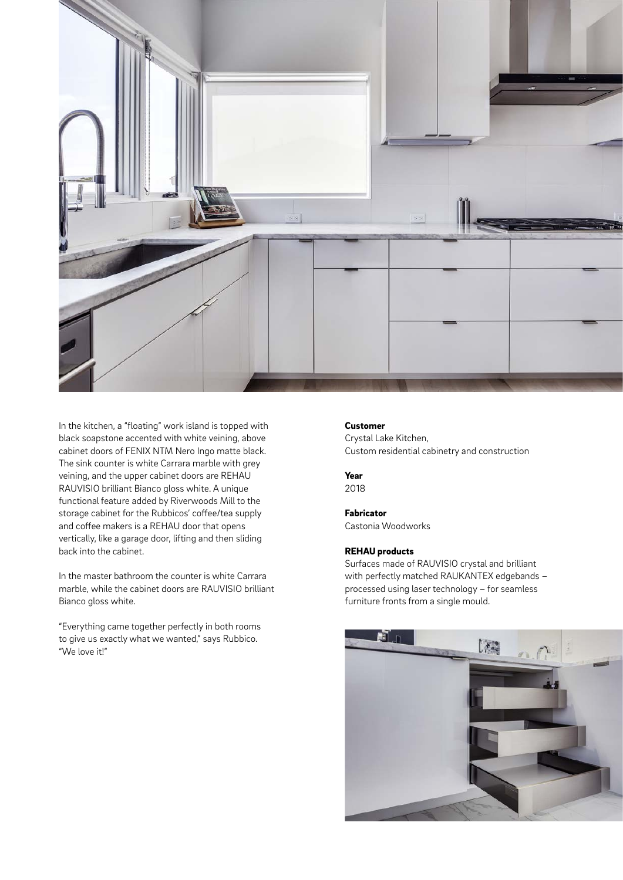In the kitchen, a "floating" work island is topped with black soapstone accented with white veining, above cabinet doors of FENIX NTM Nero Ingo matte black. The sink counter is white Carrara marble with grey veining, and the upper cabinet doors are REHAU RAUVISIO brilliant Bianco gloss white. A unique functional feature added by Riverwoods Mill to the storage cabinet for the Rubbicos' coffee/tea supply and coffee makers is a REHAU door that opens vertically, like a garage door, lifting and then sliding back into the cabinet.

In the master bathroom the counter is white Carrara marble, while the cabinet doors are RAUVISIO brilliant Bianco gloss white.

"Everything came together perfectly in both rooms to give us exactly what we wanted," says Rubbico. "We love it!"

**Customer**
Crystal Lake Kitchen,
Custom residential cabinetry and construction

**Year**
2018

**Fabricator**
Castonia Woodworks

**REHAU products**
Surfaces made of RAUVISIO crystal and brilliant with perfectly matched RAUKANTEX edgebands – processed using laser technology – for seamless furniture fronts from a single mould.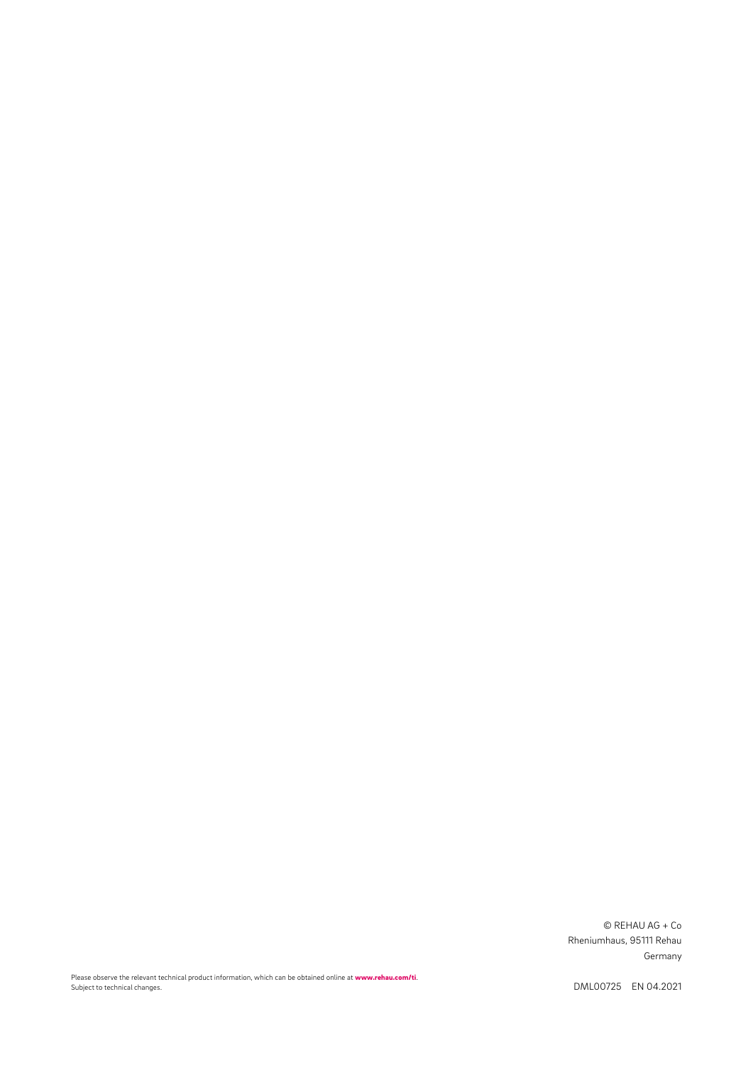© REHAU AG + Co
Rheniumhaus, 95111 Rehau
Germany

Please observe the relevant technical product information, which can be obtained online at **www.rehau.com/ti**.
Subject to technical changes.

DML00725 EN 04.2021